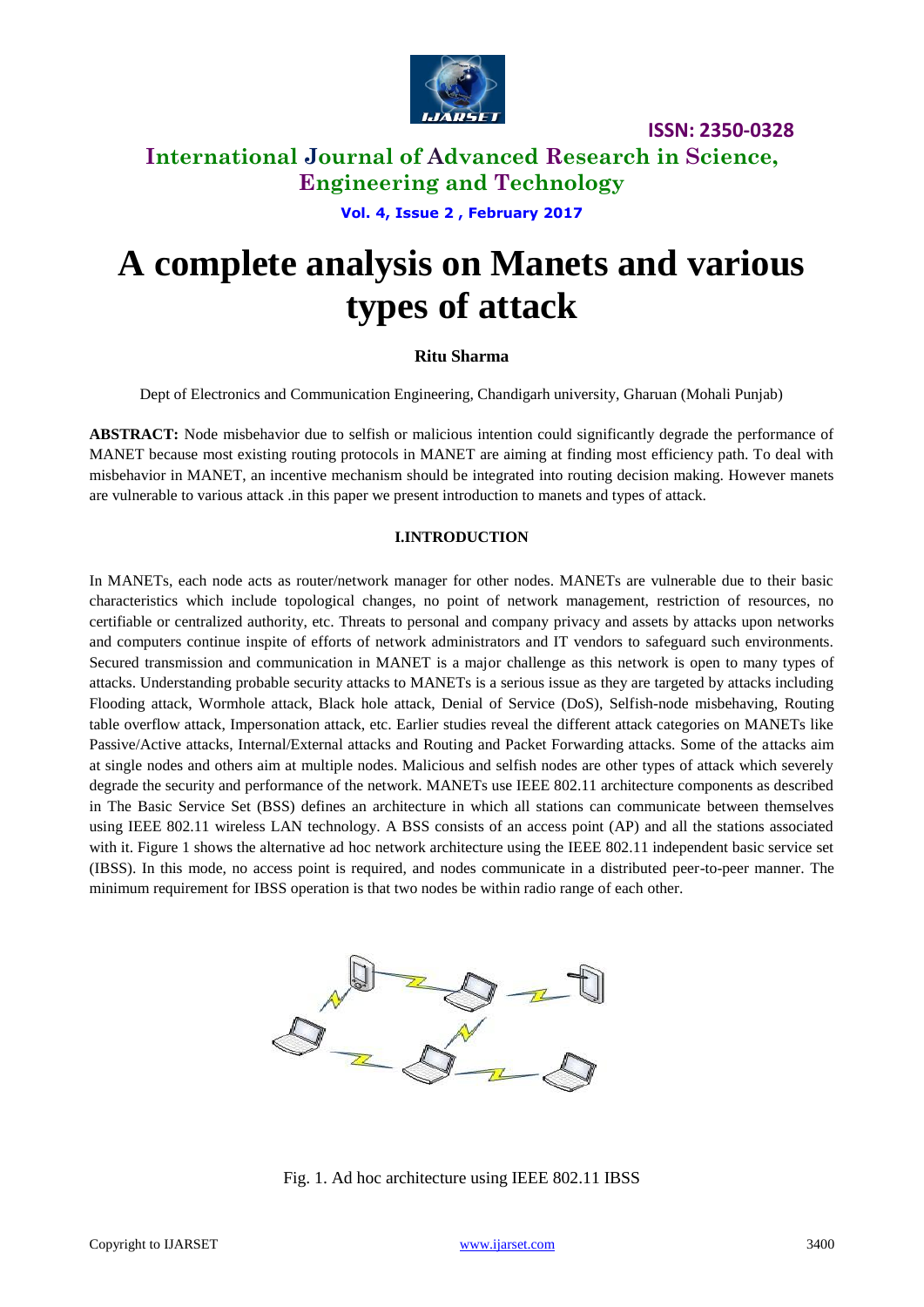# A complete analysis on Manets and various types of attack

**Ritu Sharma**

Dept of Electronics and Communication Engineering, Chandigarh university, Gharuan (Mohali Punjab)

**ABSTRACT:** Node misbehavior due to selfish or malicious intention could significantly degrade the performance of MANET because most existing routing protocols in MANET are aiming at finding most efficiency path. To deal with misbehavior in MANET, an incentive mechanism should be integrated into routing decision making. However manets are vulnerable to various attack .in this paper we present introduction to manets and types of attack.

## I.INTRODUCTION

In MANETs, each node acts as router/network manager for other nodes. MANETs are vulnerable due to their basic characteristics which include topological changes, no point of network management, restriction of resources, no certifiable or centralized authority, etc. Threats to personal and company privacy and assets by attacks upon networks and computers continue inspite of efforts of network administrators and IT vendors to safeguard such environments. Secured transmission and communication in MANET is a major challenge as this network is open to many types of attacks. Understanding probable security attacks to MANETs is a serious issue as they are targeted by attacks including Flooding attack, Wormhole attack, Black hole attack, Denial of Service (DoS), Selfish-node misbehaving, Routing table overflow attack, Impersonation attack, etc. Earlier studies reveal the different attack categories on MANETs like Passive/Active attacks, Internal/External attacks and Routing and Packet Forwarding attacks. Some of the attacks aim at single nodes and others aim at multiple nodes. Malicious and selfish nodes are other types of attack which severely degrade the security and performance of the network. MANETs use IEEE 802.11 architecture components as described in The Basic Service Set (BSS) defines an architecture in which all stations can communicate between themselves using IEEE 802.11 wireless LAN technology. A BSS consists of an access point (AP) and all the stations associated with it. Figure 1 shows the alternative ad hoc network architecture using the IEEE 802.11 independent basic service set (IBSS). In this mode, no access point is required, and nodes communicate in a distributed peer-to-peer manner. The minimum requirement for IBSS operation is that two nodes be within radio range of each other.

Fig. 1. Ad hoc architecture using IEEE 802.11 IBSS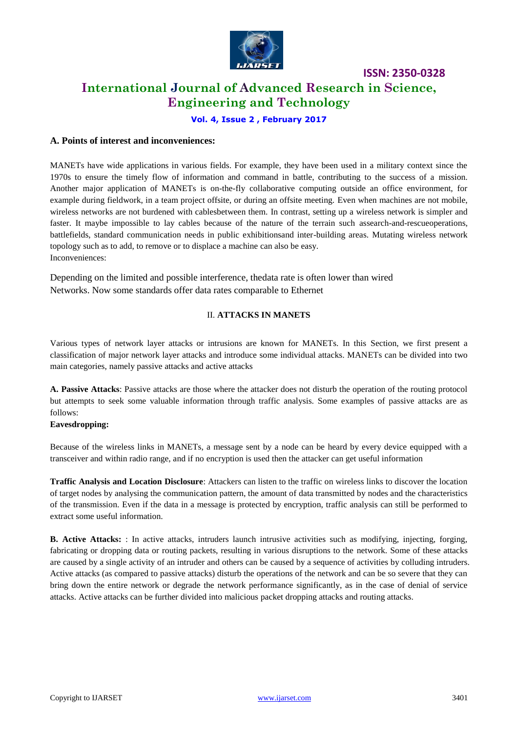### A. Points of interest and inconveniences:

MANETs have wide applications in various fields. For example, they have been used in a military context since the 1970s to ensure the timely flow of information and command in battle, contributing to the success of a mission. Another major application of MANETs is on-the-fly collaborative computing outside an office environment, for example during fieldwork, in a team project offsite, or during an offsite meeting. Even when machines are not mobile, wireless networks are not burdened with cablesbetween them. In contrast, setting up a wireless network is simpler and faster. It maybe impossible to lay cables because of the nature of the terrain such assearch-and-rescueoperations, battlefields, standard communication needs in public exhibitionsand inter-building areas. Mutating wireless network topology such as to add, to remove or to displace a machine can also be easy.
Inconveniences:

Depending on the limited and possible interference, thedata rate is often lower than wired
Networks. Now some standards offer data rates comparable to Ethernet

## II. ATTACKS IN MANETS

Various types of network layer attacks or intrusions are known for MANETs. In this Section, we first present a classification of major network layer attacks and introduce some individual attacks. MANETs can be divided into two main categories, namely passive attacks and active attacks

**A. Passive Attacks**: Passive attacks are those where the attacker does not disturb the operation of the routing protocol but attempts to seek some valuable information through traffic analysis. Some examples of passive attacks are as follows:

**Eavesdropping:**

Because of the wireless links in MANETs, a message sent by a node can be heard by every device equipped with a transceiver and within radio range, and if no encryption is used then the attacker can get useful information

**Traffic Analysis and Location Disclosure**: Attackers can listen to the traffic on wireless links to discover the location of target nodes by analysing the communication pattern, the amount of data transmitted by nodes and the characteristics of the transmission. Even if the data in a message is protected by encryption, traffic analysis can still be performed to extract some useful information.

**B. Active Attacks:** : In active attacks, intruders launch intrusive activities such as modifying, injecting, forging, fabricating or dropping data or routing packets, resulting in various disruptions to the network. Some of these attacks are caused by a single activity of an intruder and others can be caused by a sequence of activities by colluding intruders. Active attacks (as compared to passive attacks) disturb the operations of the network and can be so severe that they can bring down the entire network or degrade the network performance significantly, as in the case of denial of service attacks. Active attacks can be further divided into malicious packet dropping attacks and routing attacks.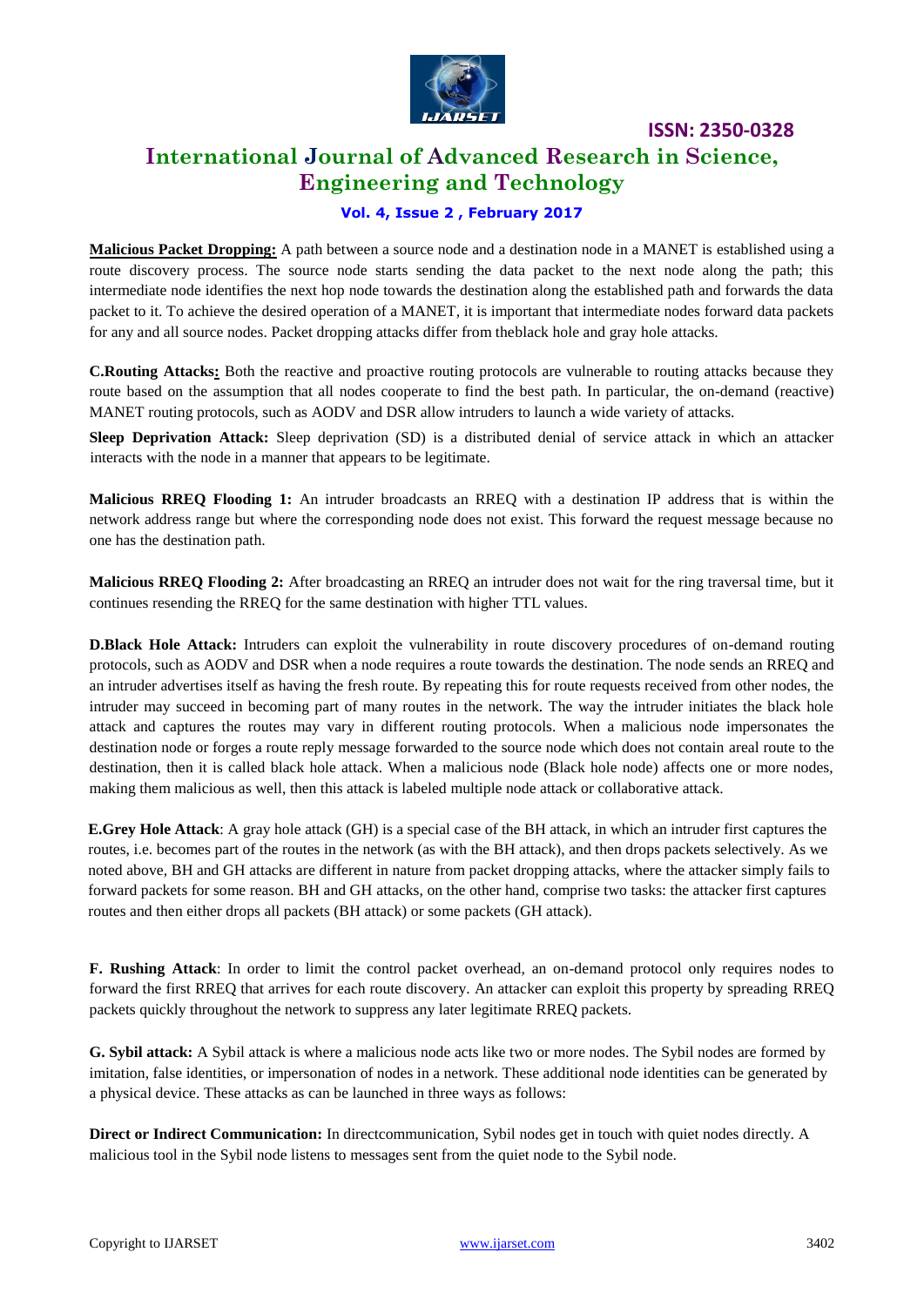**Malicious Packet Dropping:** A path between a source node and a destination node in a MANET is established using a route discovery process. The source node starts sending the data packet to the next node along the path; this intermediate node identifies the next hop node towards the destination along the established path and forwards the data packet to it. To achieve the desired operation of a MANET, it is important that intermediate nodes forward data packets for any and all source nodes. Packet dropping attacks differ from theblack hole and gray hole attacks.

**C.Routing Attacks:** Both the reactive and proactive routing protocols are vulnerable to routing attacks because they route based on the assumption that all nodes cooperate to find the best path. In particular, the on-demand (reactive) MANET routing protocols, such as AODV and DSR allow intruders to launch a wide variety of attacks.

**Sleep Deprivation Attack:** Sleep deprivation (SD) is a distributed denial of service attack in which an attacker interacts with the node in a manner that appears to be legitimate.

**Malicious RREQ Flooding 1:** An intruder broadcasts an RREQ with a destination IP address that is within the network address range but where the corresponding node does not exist. This forward the request message because no one has the destination path.

**Malicious RREQ Flooding 2:** After broadcasting an RREQ an intruder does not wait for the ring traversal time, but it continues resending the RREQ for the same destination with higher TTL values.

**D.Black Hole Attack:** Intruders can exploit the vulnerability in route discovery procedures of on-demand routing protocols, such as AODV and DSR when a node requires a route towards the destination. The node sends an RREQ and an intruder advertises itself as having the fresh route. By repeating this for route requests received from other nodes, the intruder may succeed in becoming part of many routes in the network. The way the intruder initiates the black hole attack and captures the routes may vary in different routing protocols. When a malicious node impersonates the destination node or forges a route reply message forwarded to the source node which does not contain areal route to the destination, then it is called black hole attack. When a malicious node (Black hole node) affects one or more nodes, making them malicious as well, then this attack is labeled multiple node attack or collaborative attack.

**E.Grey Hole Attack**: A gray hole attack (GH) is a special case of the BH attack, in which an intruder first captures the routes, i.e. becomes part of the routes in the network (as with the BH attack), and then drops packets selectively. As we noted above, BH and GH attacks are different in nature from packet dropping attacks, where the attacker simply fails to forward packets for some reason. BH and GH attacks, on the other hand, comprise two tasks: the attacker first captures routes and then either drops all packets (BH attack) or some packets (GH attack).

**F. Rushing Attack**: In order to limit the control packet overhead, an on-demand protocol only requires nodes to forward the first RREQ that arrives for each route discovery. An attacker can exploit this property by spreading RREQ packets quickly throughout the network to suppress any later legitimate RREQ packets.

**G. Sybil attack:** A Sybil attack is where a malicious node acts like two or more nodes. The Sybil nodes are formed by imitation, false identities, or impersonation of nodes in a network. These additional node identities can be generated by a physical device. These attacks as can be launched in three ways as follows:

**Direct or Indirect Communication:** In directcommunication, Sybil nodes get in touch with quiet nodes directly. A malicious tool in the Sybil node listens to messages sent from the quiet node to the Sybil node.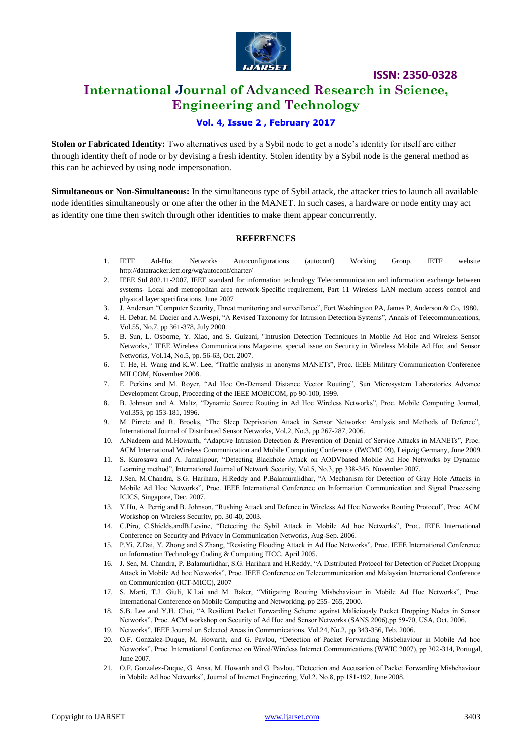**Stolen or Fabricated Identity:** Two alternatives used by a Sybil node to get a node's identity for itself are either through identity theft of node or by devising a fresh identity. Stolen identity by a Sybil node is the general method as this can be achieved by using node impersonation.

**Simultaneous or Non-Simultaneous:** In the simultaneous type of Sybil attack, the attacker tries to launch all available node identities simultaneously or one after the other in the MANET. In such cases, a hardware or node entity may act as identity one time then switch through other identities to make them appear concurrently.

## REFERENCES

1. IETF Ad-Hoc Networks Autoconfigurations (autoconf) Working Group, IETF website http://datatracker.ietf.org/wg/autoconf/charter/
2. IEEE Std 802.11-2007, IEEE standard for information technology Telecommunication and information exchange between systems- Local and metropolitan area network-Specific requirement, Part 11 Wireless LAN medium access control and physical layer specifications, June 2007
3. J. Anderson "Computer Security, Threat monitoring and surveillance", Fort Washington PA, James P, Anderson & Co, 1980.
4. H. Debar, M. Dacier and A.Wespi, "A Revised Taxonomy for Intrusion Detection Systems", Annals of Telecommunications, Vol.55, No.7, pp 361-378, July 2000.
5. B. Sun, L. Osborne, Y. Xiao, and S. Guizani, "Intrusion Detection Techniques in Mobile Ad Hoc and Wireless Sensor Networks," IEEE Wireless Communications Magazine, special issue on Security in Wireless Mobile Ad Hoc and Sensor Networks, Vol.14, No.5, pp. 56-63, Oct. 2007.
6. T. He, H. Wang and K.W. Lee, "Traffic analysis in anonyms MANETs", Proc. IEEE Military Communication Conference MILCOM, November 2008.
7. E. Perkins and M. Royer, "Ad Hoc On-Demand Distance Vector Routing", Sun Microsystem Laboratories Advance Development Group, Proceeding of the IEEE MOBICOM, pp 90-100, 1999.
8. B. Johnson and A. Maltz, "Dynamic Source Routing in Ad Hoc Wireless Networks", Proc. Mobile Computing Journal, Vol.353, pp 153-181, 1996.
9. M. Pirrete and R. Brooks, "The Sleep Deprivation Attack in Sensor Networks: Analysis and Methods of Defence", International Journal of Distributed Sensor Networks, Vol.2, No.3, pp 267-287, 2006.
10. A.Nadeem and M.Howarth, "Adaptive Intrusion Detection & Prevention of Denial of Service Attacks in MANETs", Proc. ACM International Wireless Communication and Mobile Computing Conference (IWCMC 09), Leipzig Germany, June 2009.
11. S. Kurosawa and A. Jamalipour, "Detecting Blackhole Attack on AODVbased Mobile Ad Hoc Networks by Dynamic Learning method", International Journal of Network Security, Vol.5, No.3, pp 338-345, November 2007.
12. J.Sen, M.Chandra, S.G. Harihara, H.Reddy and P.Balamuralidhar, "A Mechanism for Detection of Gray Hole Attacks in Mobile Ad Hoc Networks", Proc. IEEE International Conference on Information Communication and Signal Processing ICICS, Singapore, Dec. 2007.
13. Y.Hu, A. Perrig and B. Johnson, "Rushing Attack and Defence in Wireless Ad Hoc Networks Routing Protocol", Proc. ACM Workshop on Wireless Security, pp. 30-40, 2003.
14. C.Piro, C.Shields,andB.Levine, "Detecting the Sybil Attack in Mobile Ad hoc Networks", Proc. IEEE International Conference on Security and Privacy in Communication Networks, Aug-Sep. 2006.
15. P.Yi, Z.Dai, Y. Zhong and S.Zhang, "Resisting Flooding Attack in Ad Hoc Networks", Proc. IEEE International Conference on Information Technology Coding & Computing ITCC, April 2005.
16. J. Sen, M. Chandra, P. Balamurlidhar, S.G. Harihara and H.Reddy, "A Distributed Protocol for Detection of Packet Dropping Attack in Mobile Ad hoc Networks", Proc. IEEE Conference on Telecommunication and Malaysian International Conference on Communication (ICT-MICC), 2007
17. S. Marti, T.J. Giuli, K.Lai and M. Baker, "Mitigating Routing Misbehaviour in Mobile Ad Hoc Networks", Proc. International Conference on Mobile Computing and Networking, pp 255- 265, 2000.
18. S.B. Lee and Y.H. Choi, "A Resilient Packet Forwarding Scheme against Maliciously Packet Dropping Nodes in Sensor Networks", Proc. ACM workshop on Security of Ad Hoc and Sensor Networks (SANS 2006),pp 59-70, USA, Oct. 2006.
19. Networks", IEEE Journal on Selected Areas in Communications, Vol.24, No.2, pp 343-356, Feb. 2006.
20. O.F. Gonzalez-Duque, M. Howarth, and G. Pavlou, "Detection of Packet Forwarding Misbehaviour in Mobile Ad hoc Networks", Proc. International Conference on Wired/Wireless Internet Communications (WWIC 2007), pp 302-314, Portugal, June 2007.
21. O.F. Gonzalez-Duque, G. Ansa, M. Howarth and G. Pavlou, "Detection and Accusation of Packet Forwarding Misbehaviour in Mobile Ad hoc Networks", Journal of Internet Engineering, Vol.2, No.8, pp 181-192, June 2008.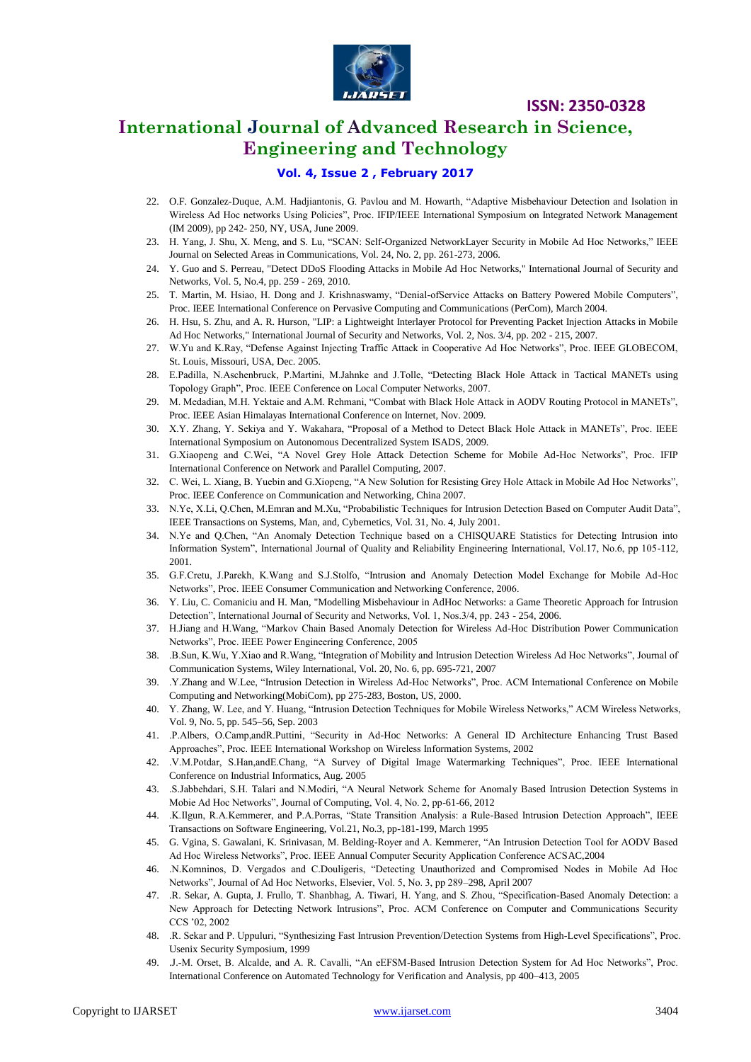22. O.F. Gonzalez-Duque, A.M. Hadjiantonis, G. Pavlou and M. Howarth, "Adaptive Misbehaviour Detection and Isolation in Wireless Ad Hoc networks Using Policies", Proc. IFIP/IEEE International Symposium on Integrated Network Management (IM 2009), pp 242- 250, NY, USA, June 2009.
23. H. Yang, J. Shu, X. Meng, and S. Lu, "SCAN: Self-Organized NetworkLayer Security in Mobile Ad Hoc Networks," IEEE Journal on Selected Areas in Communications, Vol. 24, No. 2, pp. 261-273, 2006.
24. Y. Guo and S. Perreau, "Detect DDoS Flooding Attacks in Mobile Ad Hoc Networks," International Journal of Security and Networks, Vol. 5, No.4, pp. 259 - 269, 2010.
25. T. Martin, M. Hsiao, H. Dong and J. Krishnaswamy, "Denial-ofService Attacks on Battery Powered Mobile Computers", Proc. IEEE International Conference on Pervasive Computing and Communications (PerCom), March 2004.
26. H. Hsu, S. Zhu, and A. R. Hurson, "LIP: a Lightweight Interlayer Protocol for Preventing Packet Injection Attacks in Mobile Ad Hoc Networks," International Journal of Security and Networks, Vol. 2, Nos. 3/4, pp. 202 - 215, 2007.
27. W.Yu and K.Ray, "Defense Against Injecting Traffic Attack in Cooperative Ad Hoc Networks", Proc. IEEE GLOBECOM, St. Louis, Missouri, USA, Dec. 2005.
28. E.Padilla, N.Aschenbruck, P.Martini, M.Jahnke and J.Tolle, "Detecting Black Hole Attack in Tactical MANETs using Topology Graph", Proc. IEEE Conference on Local Computer Networks, 2007.
29. M. Medadian, M.H. Yektaie and A.M. Rehmani, "Combat with Black Hole Attack in AODV Routing Protocol in MANETs", Proc. IEEE Asian Himalayas International Conference on Internet, Nov. 2009.
30. X.Y. Zhang, Y. Sekiya and Y. Wakahara, "Proposal of a Method to Detect Black Hole Attack in MANETs", Proc. IEEE International Symposium on Autonomous Decentralized System ISADS, 2009.
31. G.Xiaopeng and C.Wei, "A Novel Grey Hole Attack Detection Scheme for Mobile Ad-Hoc Networks", Proc. IFIP International Conference on Network and Parallel Computing, 2007.
32. C. Wei, L. Xiang, B. Yuebin and G.Xiopeng, "A New Solution for Resisting Grey Hole Attack in Mobile Ad Hoc Networks", Proc. IEEE Conference on Communication and Networking, China 2007.
33. N.Ye, X.Li, Q.Chen, M.Emran and M.Xu, "Probabilistic Techniques for Intrusion Detection Based on Computer Audit Data", IEEE Transactions on Systems, Man, and, Cybernetics, Vol. 31, No. 4, July 2001.
34. N.Ye and Q.Chen, "An Anomaly Detection Technique based on a CHISQUARE Statistics for Detecting Intrusion into Information System", International Journal of Quality and Reliability Engineering International, Vol.17, No.6, pp 105-112, 2001.
35. G.F.Cretu, J.Parekh, K.Wang and S.J.Stolfo, "Intrusion and Anomaly Detection Model Exchange for Mobile Ad-Hoc Networks", Proc. IEEE Consumer Communication and Networking Conference, 2006.
36. Y. Liu, C. Comaniciu and H. Man, "Modelling Misbehaviour in AdHoc Networks: a Game Theoretic Approach for Intrusion Detection", International Journal of Security and Networks, Vol. 1, Nos.3/4, pp. 243 - 254, 2006.
37. H.Jiang and H.Wang, "Markov Chain Based Anomaly Detection for Wireless Ad-Hoc Distribution Power Communication Networks", Proc. IEEE Power Engineering Conference, 2005
38. .B.Sun, K.Wu, Y.Xiao and R.Wang, "Integration of Mobility and Intrusion Detection Wireless Ad Hoc Networks", Journal of Communication Systems, Wiley International, Vol. 20, No. 6, pp. 695-721, 2007
39. .Y.Zhang and W.Lee, "Intrusion Detection in Wireless Ad-Hoc Networks", Proc. ACM International Conference on Mobile Computing and Networking(MobiCom), pp 275-283, Boston, US, 2000.
40. Y. Zhang, W. Lee, and Y. Huang, "Intrusion Detection Techniques for Mobile Wireless Networks," ACM Wireless Networks, Vol. 9, No. 5, pp. 545–56, Sep. 2003
41. .P.Albers, O.Camp,andR.Puttini, "Security in Ad-Hoc Networks: A General ID Architecture Enhancing Trust Based Approaches", Proc. IEEE International Workshop on Wireless Information Systems, 2002
42. .V.M.Potdar, S.Han,andE.Chang, "A Survey of Digital Image Watermarking Techniques", Proc. IEEE International Conference on Industrial Informatics, Aug. 2005
43. .S.Jabbehdari, S.H. Talari and N.Modiri, "A Neural Network Scheme for Anomaly Based Intrusion Detection Systems in Mobie Ad Hoc Networks", Journal of Computing, Vol. 4, No. 2, pp-61-66, 2012
44. .K.Ilgun, R.A.Kemmerer, and P.A.Porras, "State Transition Analysis: a Rule-Based Intrusion Detection Approach", IEEE Transactions on Software Engineering, Vol.21, No.3, pp-181-199, March 1995
45. G. Vgina, S. Gawalani, K. Srinivasan, M. Belding-Royer and A. Kemmerer, "An Intrusion Detection Tool for AODV Based Ad Hoc Wireless Networks", Proc. IEEE Annual Computer Security Application Conference ACSAC,2004
46. .N.Komninos, D. Vergados and C.Douligeris, "Detecting Unauthorized and Compromised Nodes in Mobile Ad Hoc Networks", Journal of Ad Hoc Networks, Elsevier, Vol. 5, No. 3, pp 289–298, April 2007
47. .R. Sekar, A. Gupta, J. Frullo, T. Shanbhag, A. Tiwari, H. Yang, and S. Zhou, "Specification-Based Anomaly Detection: a New Approach for Detecting Network Intrusions", Proc. ACM Conference on Computer and Communications Security CCS '02, 2002
48. .R. Sekar and P. Uppuluri, "Synthesizing Fast Intrusion Prevention/Detection Systems from High-Level Specifications", Proc. Usenix Security Symposium, 1999
49. .J.-M. Orset, B. Alcalde, and A. R. Cavalli, "An eEFSM-Based Intrusion Detection System for Ad Hoc Networks", Proc. International Conference on Automated Technology for Verification and Analysis, pp 400–413, 2005